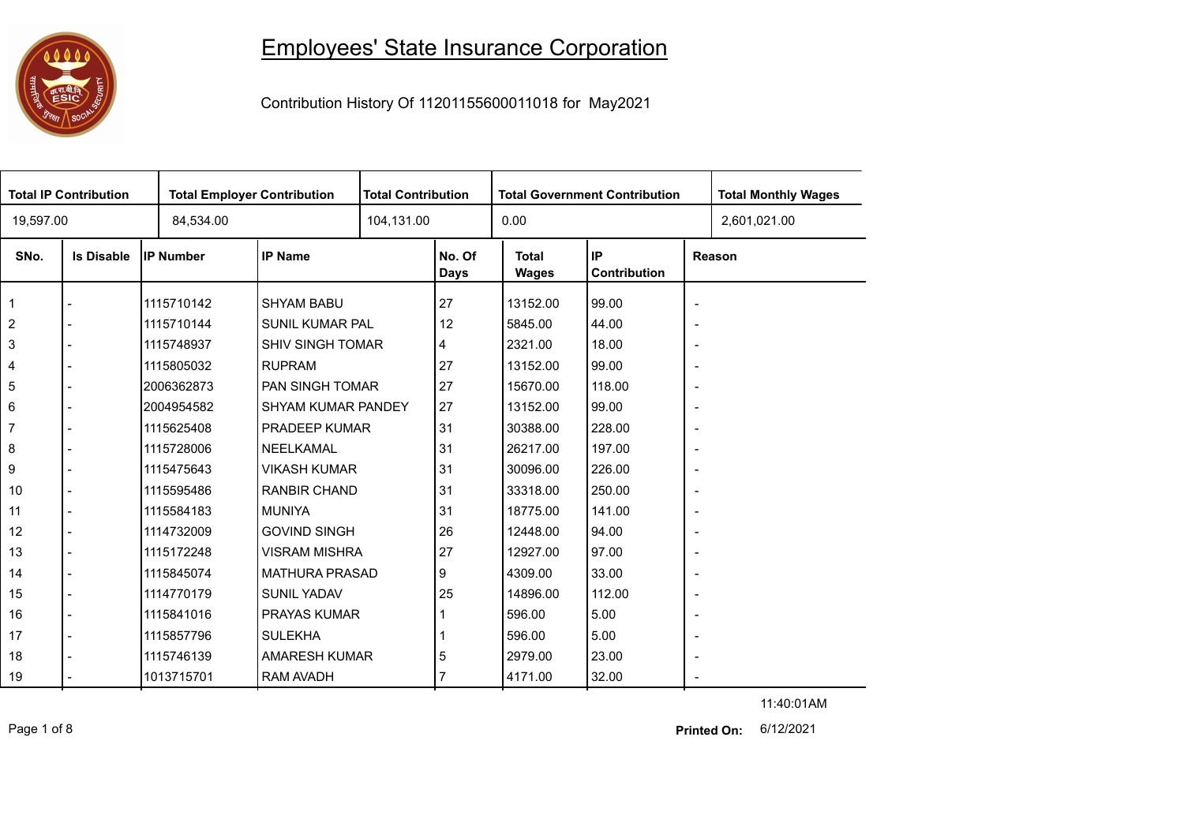# Employees' State Insurance Corporation

Contribution History Of 11201155600011018 for May2021

| Total IP Contribution | Total Employer Contribution | Total Contribution | Total Government Contribution | Total Monthly Wages |
|---|---|---|---|---|
| 19,597.00 | 84,534.00 | 104,131.00 | 0.00 | 2,601,021.00 |

| SNo. | Is Disable | IP Number | IP Name | No. Of Days | Total Wages | IP Contribution | Reason |
|---|---|---|---|---|---|---|---|
| 1 | - | 1115710142 | SHYAM BABU | 27 | 13152.00 | 99.00 | - |
| 2 | - | 1115710144 | SUNIL KUMAR PAL | 12 | 5845.00 | 44.00 | - |
| 3 | - | 1115748937 | SHIV SINGH TOMAR | 4 | 2321.00 | 18.00 | - |
| 4 | - | 1115805032 | RUPRAM | 27 | 13152.00 | 99.00 | - |
| 5 | - | 2006362873 | PAN SINGH TOMAR | 27 | 15670.00 | 118.00 | - |
| 6 | - | 2004954582 | SHYAM KUMAR PANDEY | 27 | 13152.00 | 99.00 | - |
| 7 | - | 1115625408 | PRADEEP KUMAR | 31 | 30388.00 | 228.00 | - |
| 8 | - | 1115728006 | NEELKAMAL | 31 | 26217.00 | 197.00 | - |
| 9 | - | 1115475643 | VIKASH KUMAR | 31 | 30096.00 | 226.00 | - |
| 10 | - | 1115595486 | RANBIR CHAND | 31 | 33318.00 | 250.00 | - |
| 11 | - | 1115584183 | MUNIYA | 31 | 18775.00 | 141.00 | - |
| 12 | - | 1114732009 | GOVIND SINGH | 26 | 12448.00 | 94.00 | - |
| 13 | - | 1115172248 | VISRAM MISHRA | 27 | 12927.00 | 97.00 | - |
| 14 | - | 1115845074 | MATHURA PRASAD | 9 | 4309.00 | 33.00 | - |
| 15 | - | 1114770179 | SUNIL YADAV | 25 | 14896.00 | 112.00 | - |
| 16 | - | 1115841016 | PRAYAS KUMAR | 1 | 596.00 | 5.00 | - |
| 17 | - | 1115857796 | SULEKHA | 1 | 596.00 | 5.00 | - |
| 18 | - | 1115746139 | AMARESH KUMAR | 5 | 2979.00 | 23.00 | - |
| 19 | - | 1013715701 | RAM AVADH | 7 | 4171.00 | 32.00 | - |

11:40:01AM

**Printed On:** 6/12/2021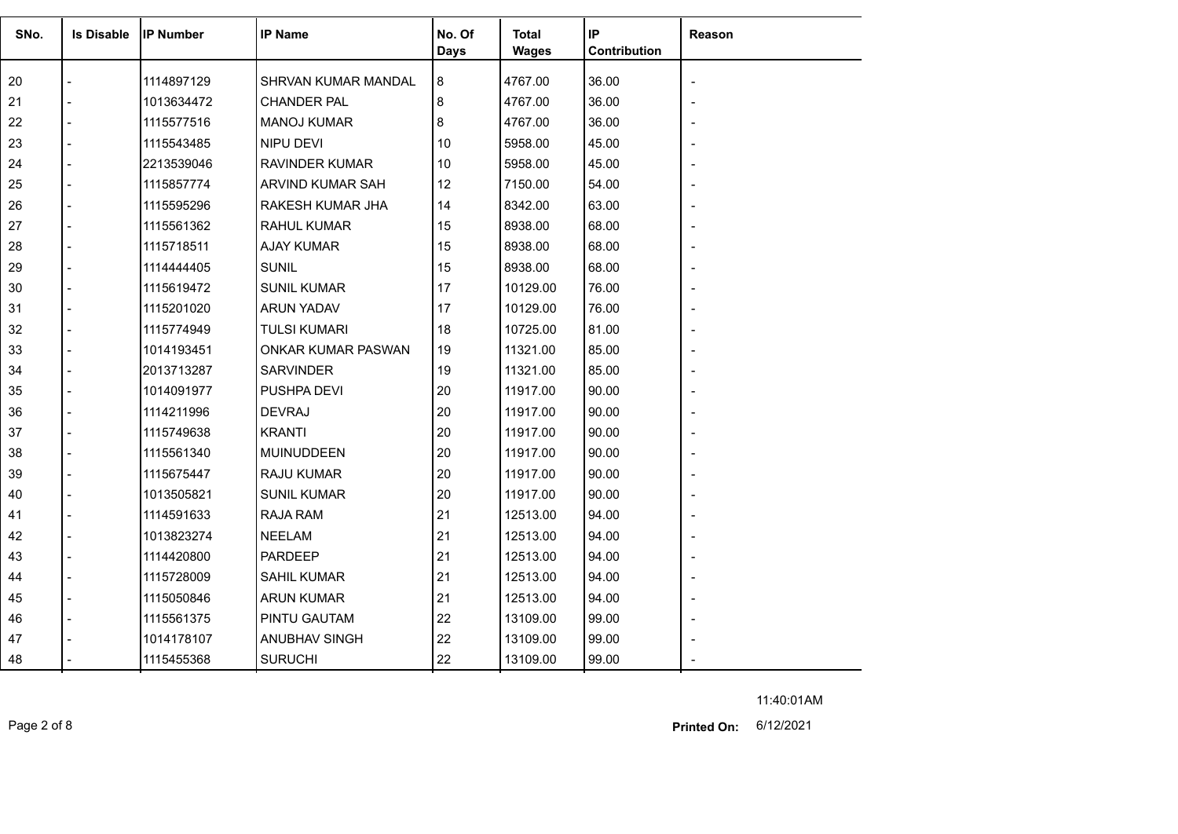| SNo. | Is Disable | IP Number | IP Name | No. Of Days | Total Wages | IP Contribution | Reason |
|---|---|---|---|---|---|---|---|
| 20 | - | 1114897129 | SHRVAN KUMAR MANDAL | 8 | 4767.00 | 36.00 | - |
| 21 | - | 1013634472 | CHANDER PAL | 8 | 4767.00 | 36.00 | - |
| 22 | - | 1115577516 | MANOJ KUMAR | 8 | 4767.00 | 36.00 | - |
| 23 | - | 1115543485 | NIPU DEVI | 10 | 5958.00 | 45.00 | - |
| 24 | - | 2213539046 | RAVINDER KUMAR | 10 | 5958.00 | 45.00 | - |
| 25 | - | 1115857774 | ARVIND KUMAR SAH | 12 | 7150.00 | 54.00 | - |
| 26 | - | 1115595296 | RAKESH KUMAR JHA | 14 | 8342.00 | 63.00 | - |
| 27 | - | 1115561362 | RAHUL KUMAR | 15 | 8938.00 | 68.00 | - |
| 28 | - | 1115718511 | AJAY KUMAR | 15 | 8938.00 | 68.00 | - |
| 29 | - | 1114444405 | SUNIL | 15 | 8938.00 | 68.00 | - |
| 30 | - | 1115619472 | SUNIL KUMAR | 17 | 10129.00 | 76.00 | - |
| 31 | - | 1115201020 | ARUN YADAV | 17 | 10129.00 | 76.00 | - |
| 32 | - | 1115774949 | TULSI KUMARI | 18 | 10725.00 | 81.00 | - |
| 33 | - | 1014193451 | ONKAR KUMAR PASWAN | 19 | 11321.00 | 85.00 | - |
| 34 | - | 2013713287 | SARVINDER | 19 | 11321.00 | 85.00 | - |
| 35 | - | 1014091977 | PUSHPA DEVI | 20 | 11917.00 | 90.00 | - |
| 36 | - | 1114211996 | DEVRAJ | 20 | 11917.00 | 90.00 | - |
| 37 | - | 1115749638 | KRANTI | 20 | 11917.00 | 90.00 | - |
| 38 | - | 1115561340 | MUINUDDEEN | 20 | 11917.00 | 90.00 | - |
| 39 | - | 1115675447 | RAJU KUMAR | 20 | 11917.00 | 90.00 | - |
| 40 | - | 1013505821 | SUNIL KUMAR | 20 | 11917.00 | 90.00 | - |
| 41 | - | 1114591633 | RAJA RAM | 21 | 12513.00 | 94.00 | - |
| 42 | - | 1013823274 | NEELAM | 21 | 12513.00 | 94.00 | - |
| 43 | - | 1114420800 | PARDEEP | 21 | 12513.00 | 94.00 | - |
| 44 | - | 1115728009 | SAHIL KUMAR | 21 | 12513.00 | 94.00 | - |
| 45 | - | 1115050846 | ARUN KUMAR | 21 | 12513.00 | 94.00 | - |
| 46 | - | 1115561375 | PINTU GAUTAM | 22 | 13109.00 | 99.00 | - |
| 47 | - | 1014178107 | ANUBHAV SINGH | 22 | 13109.00 | 99.00 | - |
| 48 | - | 1115455368 | SURUCHI | 22 | 13109.00 | 99.00 | - |

11:40:01AM

**Printed On:** 6/12/2021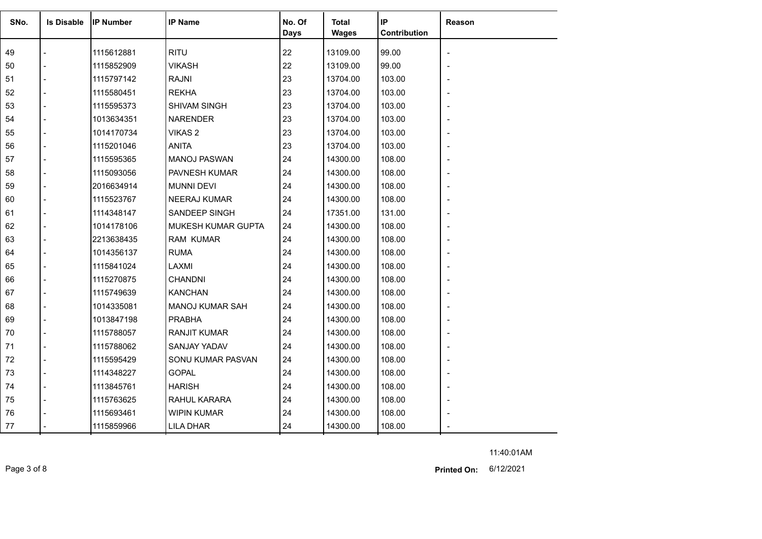| SNo. | Is Disable | IP Number | IP Name | No. Of Days | Total Wages | IP Contribution | Reason |
|---|---|---|---|---|---|---|---|
| 49 | - | 1115612881 | RITU | 22 | 13109.00 | 99.00 | - |
| 50 | - | 1115852909 | VIKASH | 22 | 13109.00 | 99.00 | - |
| 51 | - | 1115797142 | RAJNI | 23 | 13704.00 | 103.00 | - |
| 52 | - | 1115580451 | REKHA | 23 | 13704.00 | 103.00 | - |
| 53 | - | 1115595373 | SHIVAM SINGH | 23 | 13704.00 | 103.00 | - |
| 54 | - | 1013634351 | NARENDER | 23 | 13704.00 | 103.00 | - |
| 55 | - | 1014170734 | VIKAS 2 | 23 | 13704.00 | 103.00 | - |
| 56 | - | 1115201046 | ANITA | 23 | 13704.00 | 103.00 | - |
| 57 | - | 1115595365 | MANOJ PASWAN | 24 | 14300.00 | 108.00 | - |
| 58 | - | 1115093056 | PAVNESH KUMAR | 24 | 14300.00 | 108.00 | - |
| 59 | - | 2016634914 | MUNNI DEVI | 24 | 14300.00 | 108.00 | - |
| 60 | - | 1115523767 | NEERAJ KUMAR | 24 | 14300.00 | 108.00 | - |
| 61 | - | 1114348147 | SANDEEP SINGH | 24 | 17351.00 | 131.00 | - |
| 62 | - | 1014178106 | MUKESH KUMAR GUPTA | 24 | 14300.00 | 108.00 | - |
| 63 | - | 2213638435 | RAM KUMAR | 24 | 14300.00 | 108.00 | - |
| 64 | - | 1014356137 | RUMA | 24 | 14300.00 | 108.00 | - |
| 65 | - | 1115841024 | LAXMI | 24 | 14300.00 | 108.00 | - |
| 66 | - | 1115270875 | CHANDNI | 24 | 14300.00 | 108.00 | - |
| 67 | - | 1115749639 | KANCHAN | 24 | 14300.00 | 108.00 | - |
| 68 | - | 1014335081 | MANOJ KUMAR SAH | 24 | 14300.00 | 108.00 | - |
| 69 | - | 1013847198 | PRABHA | 24 | 14300.00 | 108.00 | - |
| 70 | - | 1115788057 | RANJIT KUMAR | 24 | 14300.00 | 108.00 | - |
| 71 | - | 1115788062 | SANJAY YADAV | 24 | 14300.00 | 108.00 | - |
| 72 | - | 1115595429 | SONU KUMAR PASVAN | 24 | 14300.00 | 108.00 | - |
| 73 | - | 1114348227 | GOPAL | 24 | 14300.00 | 108.00 | - |
| 74 | - | 1113845761 | HARISH | 24 | 14300.00 | 108.00 | - |
| 75 | - | 1115763625 | RAHUL KARARA | 24 | 14300.00 | 108.00 | - |
| 76 | - | 1115693461 | WIPIN KUMAR | 24 | 14300.00 | 108.00 | - |
| 77 | - | 1115859966 | LILA DHAR | 24 | 14300.00 | 108.00 | - |

11:40:01AM

**Printed On:** 6/12/2021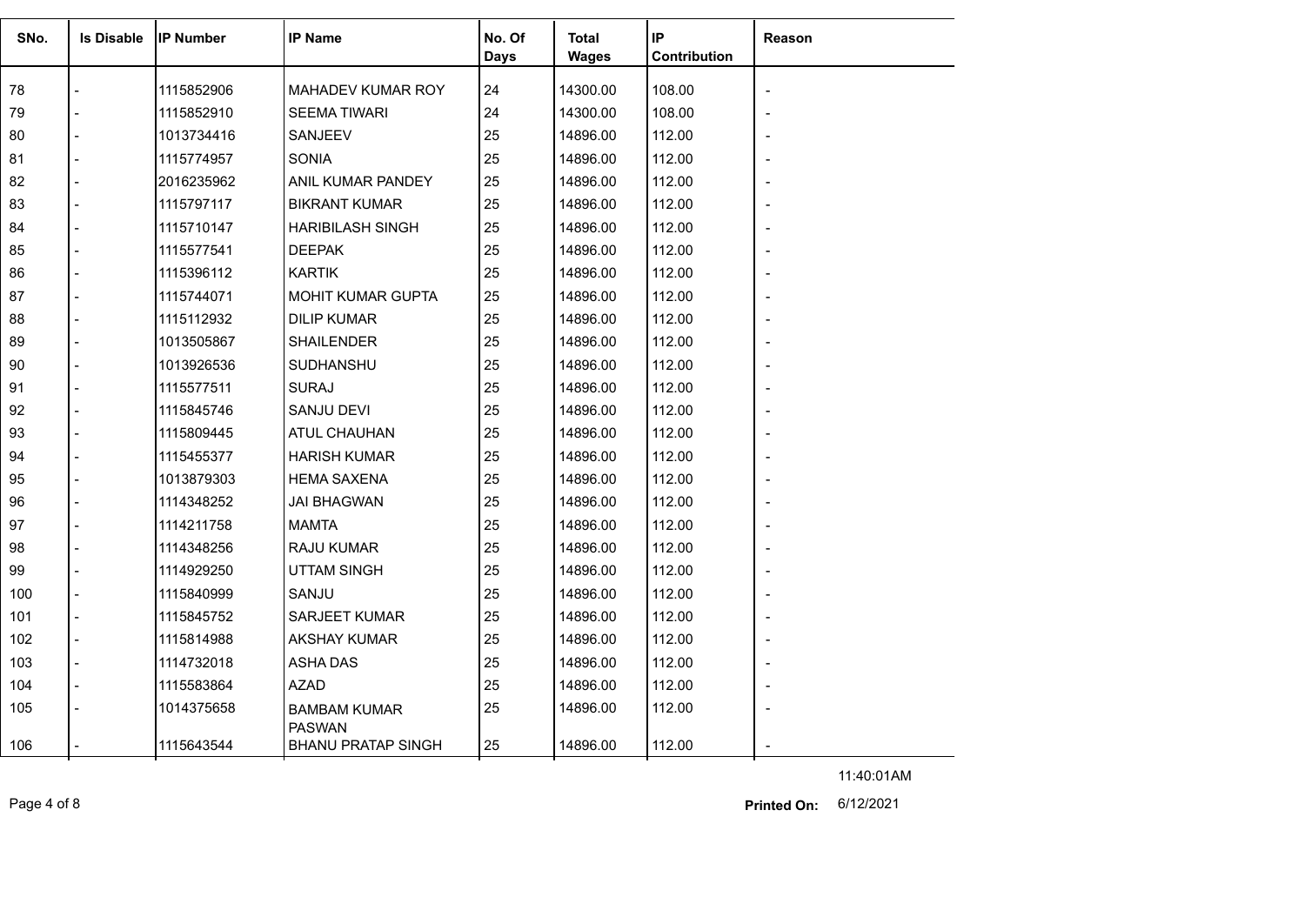| SNo. | Is Disable | IP Number | IP Name | No. Of Days | Total Wages | IP Contribution | Reason |
|---|---|---|---|---|---|---|---|
| 78 | - | 1115852906 | MAHADEV KUMAR ROY | 24 | 14300.00 | 108.00 | - |
| 79 | - | 1115852910 | SEEMA TIWARI | 24 | 14300.00 | 108.00 | - |
| 80 | - | 1013734416 | SANJEEV | 25 | 14896.00 | 112.00 | - |
| 81 | - | 1115774957 | SONIA | 25 | 14896.00 | 112.00 | - |
| 82 | - | 2016235962 | ANIL KUMAR PANDEY | 25 | 14896.00 | 112.00 | - |
| 83 | - | 1115797117 | BIKRANT KUMAR | 25 | 14896.00 | 112.00 | - |
| 84 | - | 1115710147 | HARIBILASH SINGH | 25 | 14896.00 | 112.00 | - |
| 85 | - | 1115577541 | DEEPAK | 25 | 14896.00 | 112.00 | - |
| 86 | - | 1115396112 | KARTIK | 25 | 14896.00 | 112.00 | - |
| 87 | - | 1115744071 | MOHIT KUMAR GUPTA | 25 | 14896.00 | 112.00 | - |
| 88 | - | 1115112932 | DILIP KUMAR | 25 | 14896.00 | 112.00 | - |
| 89 | - | 1013505867 | SHAILENDER | 25 | 14896.00 | 112.00 | - |
| 90 | - | 1013926536 | SUDHANSHU | 25 | 14896.00 | 112.00 | - |
| 91 | - | 1115577511 | SURAJ | 25 | 14896.00 | 112.00 | - |
| 92 | - | 1115845746 | SANJU DEVI | 25 | 14896.00 | 112.00 | - |
| 93 | - | 1115809445 | ATUL CHAUHAN | 25 | 14896.00 | 112.00 | - |
| 94 | - | 1115455377 | HARISH KUMAR | 25 | 14896.00 | 112.00 | - |
| 95 | - | 1013879303 | HEMA SAXENA | 25 | 14896.00 | 112.00 | - |
| 96 | - | 1114348252 | JAI BHAGWAN | 25 | 14896.00 | 112.00 | - |
| 97 | - | 1114211758 | MAMTA | 25 | 14896.00 | 112.00 | - |
| 98 | - | 1114348256 | RAJU KUMAR | 25 | 14896.00 | 112.00 | - |
| 99 | - | 1114929250 | UTTAM SINGH | 25 | 14896.00 | 112.00 | - |
| 100 | - | 1115840999 | SANJU | 25 | 14896.00 | 112.00 | - |
| 101 | - | 1115845752 | SARJEET KUMAR | 25 | 14896.00 | 112.00 | - |
| 102 | - | 1115814988 | AKSHAY KUMAR | 25 | 14896.00 | 112.00 | - |
| 103 | - | 1114732018 | ASHA DAS | 25 | 14896.00 | 112.00 | - |
| 104 | - | 1115583864 | AZAD | 25 | 14896.00 | 112.00 | - |
| 105 | - | 1014375658 | BAMBAM KUMAR PASWAN | 25 | 14896.00 | 112.00 | - |
| 106 | - | 1115643544 | BHANU PRATAP SINGH | 25 | 14896.00 | 112.00 | - |

11:40:01AM

**Printed On:** 6/12/2021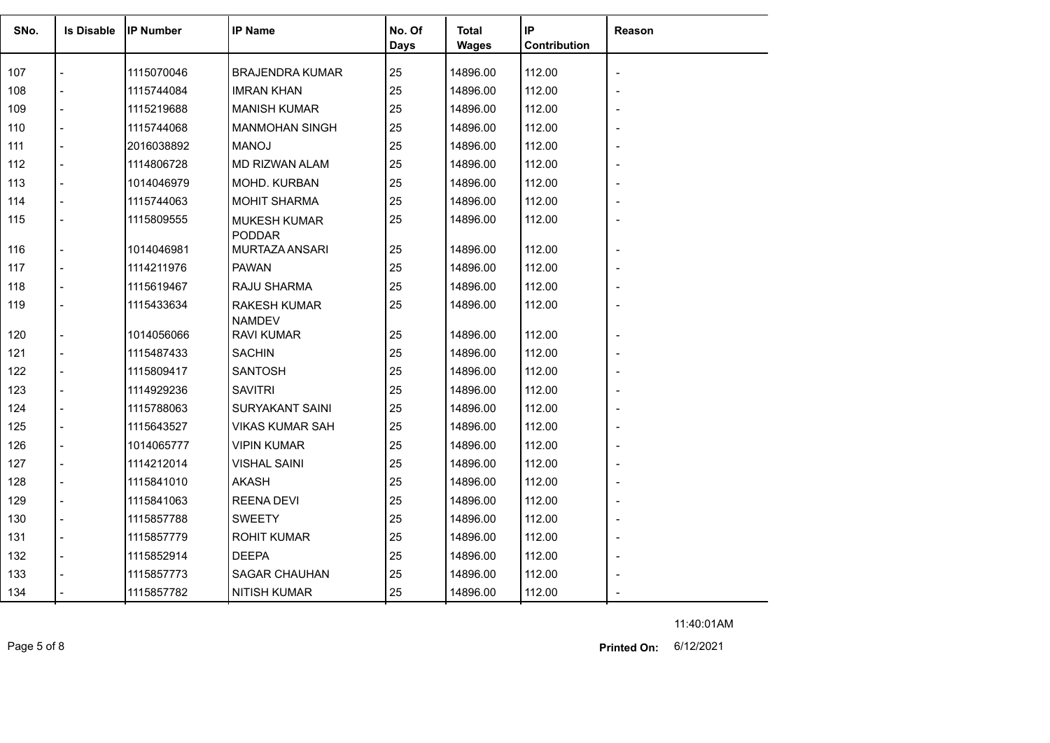| SNo. | Is Disable | IP Number | IP Name | No. Of Days | Total Wages | IP Contribution | Reason |
|---|---|---|---|---|---|---|---|
| 107 | - | 1115070046 | BRAJENDRA KUMAR | 25 | 14896.00 | 112.00 | - |
| 108 | - | 1115744084 | IMRAN KHAN | 25 | 14896.00 | 112.00 | - |
| 109 | - | 1115219688 | MANISH KUMAR | 25 | 14896.00 | 112.00 | - |
| 110 | - | 1115744068 | MANMOHAN SINGH | 25 | 14896.00 | 112.00 | - |
| 111 | - | 2016038892 | MANOJ | 25 | 14896.00 | 112.00 | - |
| 112 | - | 1114806728 | MD RIZWAN ALAM | 25 | 14896.00 | 112.00 | - |
| 113 | - | 1014046979 | MOHD. KURBAN | 25 | 14896.00 | 112.00 | - |
| 114 | - | 1115744063 | MOHIT SHARMA | 25 | 14896.00 | 112.00 | - |
| 115 | - | 1115809555 | MUKESH KUMAR PODDAR | 25 | 14896.00 | 112.00 | - |
| 116 | - | 1014046981 | MURTAZA ANSARI | 25 | 14896.00 | 112.00 | - |
| 117 | - | 1114211976 | PAWAN | 25 | 14896.00 | 112.00 | - |
| 118 | - | 1115619467 | RAJU SHARMA | 25 | 14896.00 | 112.00 | - |
| 119 | - | 1115433634 | RAKESH KUMAR NAMDEV | 25 | 14896.00 | 112.00 | - |
| 120 | - | 1014056066 | RAVI KUMAR | 25 | 14896.00 | 112.00 | - |
| 121 | - | 1115487433 | SACHIN | 25 | 14896.00 | 112.00 | - |
| 122 | - | 1115809417 | SANTOSH | 25 | 14896.00 | 112.00 | - |
| 123 | - | 1114929236 | SAVITRI | 25 | 14896.00 | 112.00 | - |
| 124 | - | 1115788063 | SURYAKANT SAINI | 25 | 14896.00 | 112.00 | - |
| 125 | - | 1115643527 | VIKAS KUMAR SAH | 25 | 14896.00 | 112.00 | - |
| 126 | - | 1014065777 | VIPIN KUMAR | 25 | 14896.00 | 112.00 | - |
| 127 | - | 1114212014 | VISHAL SAINI | 25 | 14896.00 | 112.00 | - |
| 128 | - | 1115841010 | AKASH | 25 | 14896.00 | 112.00 | - |
| 129 | - | 1115841063 | REENA DEVI | 25 | 14896.00 | 112.00 | - |
| 130 | - | 1115857788 | SWEETY | 25 | 14896.00 | 112.00 | - |
| 131 | - | 1115857779 | ROHIT KUMAR | 25 | 14896.00 | 112.00 | - |
| 132 | - | 1115852914 | DEEPA | 25 | 14896.00 | 112.00 | - |
| 133 | - | 1115857773 | SAGAR CHAUHAN | 25 | 14896.00 | 112.00 | - |
| 134 | - | 1115857782 | NITISH KUMAR | 25 | 14896.00 | 112.00 | - |

11:40:01AM

**Printed On:** 6/12/2021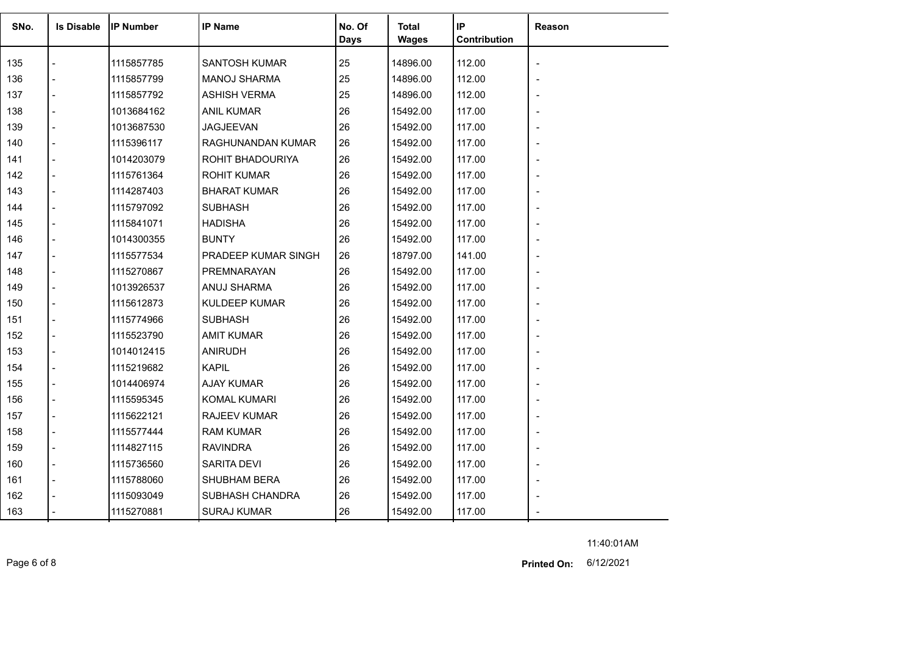| SNo. | Is Disable | IP Number | IP Name | No. Of Days | Total Wages | IP Contribution | Reason |
| --- | --- | --- | --- | --- | --- | --- | --- |
| 135 | - | 1115857785 | SANTOSH KUMAR | 25 | 14896.00 | 112.00 | - |
| 136 | - | 1115857799 | MANOJ SHARMA | 25 | 14896.00 | 112.00 | - |
| 137 | - | 1115857792 | ASHISH VERMA | 25 | 14896.00 | 112.00 | - |
| 138 | - | 1013684162 | ANIL KUMAR | 26 | 15492.00 | 117.00 | - |
| 139 | - | 1013687530 | JAGJEEVAN | 26 | 15492.00 | 117.00 | - |
| 140 | - | 1115396117 | RAGHUNANDAN KUMAR | 26 | 15492.00 | 117.00 | - |
| 141 | - | 1014203079 | ROHIT BHADOURIYA | 26 | 15492.00 | 117.00 | - |
| 142 | - | 1115761364 | ROHIT KUMAR | 26 | 15492.00 | 117.00 | - |
| 143 | - | 1114287403 | BHARAT KUMAR | 26 | 15492.00 | 117.00 | - |
| 144 | - | 1115797092 | SUBHASH | 26 | 15492.00 | 117.00 | - |
| 145 | - | 1115841071 | HADISHA | 26 | 15492.00 | 117.00 | - |
| 146 | - | 1014300355 | BUNTY | 26 | 15492.00 | 117.00 | - |
| 147 | - | 1115577534 | PRADEEP KUMAR SINGH | 26 | 18797.00 | 141.00 | - |
| 148 | - | 1115270867 | PREMNARAYAN | 26 | 15492.00 | 117.00 | - |
| 149 | - | 1013926537 | ANUJ SHARMA | 26 | 15492.00 | 117.00 | - |
| 150 | - | 1115612873 | KULDEEP KUMAR | 26 | 15492.00 | 117.00 | - |
| 151 | - | 1115774966 | SUBHASH | 26 | 15492.00 | 117.00 | - |
| 152 | - | 1115523790 | AMIT KUMAR | 26 | 15492.00 | 117.00 | - |
| 153 | - | 1014012415 | ANIRUDH | 26 | 15492.00 | 117.00 | - |
| 154 | - | 1115219682 | KAPIL | 26 | 15492.00 | 117.00 | - |
| 155 | - | 1014406974 | AJAY KUMAR | 26 | 15492.00 | 117.00 | - |
| 156 | - | 1115595345 | KOMAL KUMARI | 26 | 15492.00 | 117.00 | - |
| 157 | - | 1115622121 | RAJEEV KUMAR | 26 | 15492.00 | 117.00 | - |
| 158 | - | 1115577444 | RAM KUMAR | 26 | 15492.00 | 117.00 | - |
| 159 | - | 1114827115 | RAVINDRA | 26 | 15492.00 | 117.00 | - |
| 160 | - | 1115736560 | SARITA DEVI | 26 | 15492.00 | 117.00 | - |
| 161 | - | 1115788060 | SHUBHAM BERA | 26 | 15492.00 | 117.00 | - |
| 162 | - | 1115093049 | SUBHASH CHANDRA | 26 | 15492.00 | 117.00 | - |
| 163 | - | 1115270881 | SURAJ KUMAR | 26 | 15492.00 | 117.00 | - |

11:40:01AM

**Printed On:** 6/12/2021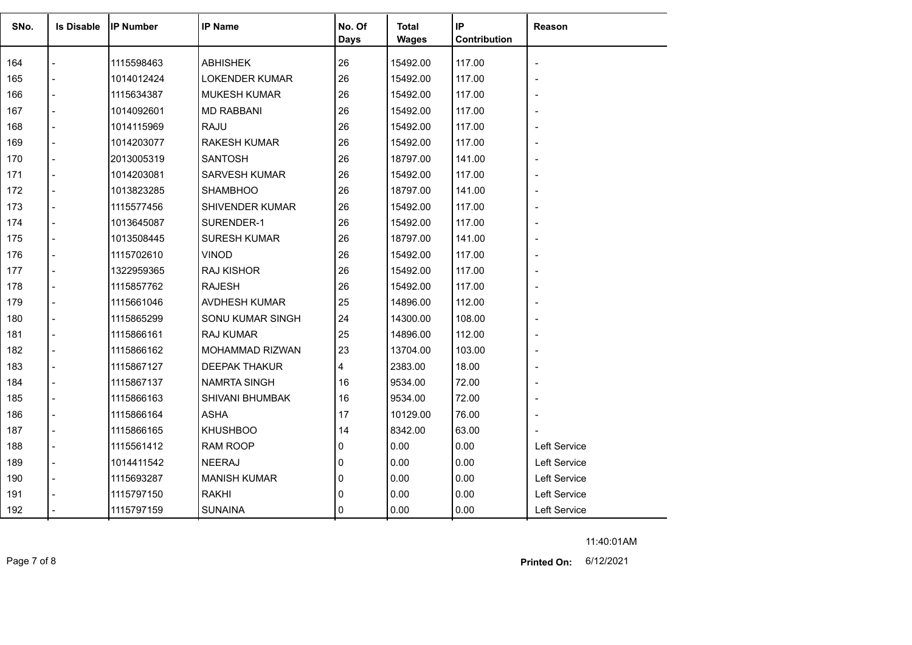| SNo. | Is Disable | IP Number | IP Name | No. Of Days | Total Wages | IP Contribution | Reason |
|---|---|---|---|---|---|---|---|
| 164 | - | 1115598463 | ABHISHEK | 26 | 15492.00 | 117.00 | - |
| 165 | - | 1014012424 | LOKENDER KUMAR | 26 | 15492.00 | 117.00 | - |
| 166 | - | 1115634387 | MUKESH KUMAR | 26 | 15492.00 | 117.00 | - |
| 167 | - | 1014092601 | MD RABBANI | 26 | 15492.00 | 117.00 | - |
| 168 | - | 1014115969 | RAJU | 26 | 15492.00 | 117.00 | - |
| 169 | - | 1014203077 | RAKESH KUMAR | 26 | 15492.00 | 117.00 | - |
| 170 | - | 2013005319 | SANTOSH | 26 | 18797.00 | 141.00 | - |
| 171 | - | 1014203081 | SARVESH KUMAR | 26 | 15492.00 | 117.00 | - |
| 172 | - | 1013823285 | SHAMBHOO | 26 | 18797.00 | 141.00 | - |
| 173 | - | 1115577456 | SHIVENDER KUMAR | 26 | 15492.00 | 117.00 | - |
| 174 | - | 1013645087 | SURENDER-1 | 26 | 15492.00 | 117.00 | - |
| 175 | - | 1013508445 | SURESH KUMAR | 26 | 18797.00 | 141.00 | - |
| 176 | - | 1115702610 | VINOD | 26 | 15492.00 | 117.00 | - |
| 177 | - | 1322959365 | RAJ KISHOR | 26 | 15492.00 | 117.00 | - |
| 178 | - | 1115857762 | RAJESH | 26 | 15492.00 | 117.00 | - |
| 179 | - | 1115661046 | AVDHESH KUMAR | 25 | 14896.00 | 112.00 | - |
| 180 | - | 1115865299 | SONU KUMAR SINGH | 24 | 14300.00 | 108.00 | - |
| 181 | - | 1115866161 | RAJ KUMAR | 25 | 14896.00 | 112.00 | - |
| 182 | - | 1115866162 | MOHAMMAD RIZWAN | 23 | 13704.00 | 103.00 | - |
| 183 | - | 1115867127 | DEEPAK THAKUR | 4 | 2383.00 | 18.00 | - |
| 184 | - | 1115867137 | NAMRTA SINGH | 16 | 9534.00 | 72.00 | - |
| 185 | - | 1115866163 | SHIVANI BHUMBAK | 16 | 9534.00 | 72.00 | - |
| 186 | - | 1115866164 | ASHA | 17 | 10129.00 | 76.00 | - |
| 187 | - | 1115866165 | KHUSHBOO | 14 | 8342.00 | 63.00 | - |
| 188 | - | 1115561412 | RAM ROOP | 0 | 0.00 | 0.00 | Left Service |
| 189 | - | 1014411542 | NEERAJ | 0 | 0.00 | 0.00 | Left Service |
| 190 | - | 1115693287 | MANISH KUMAR | 0 | 0.00 | 0.00 | Left Service |
| 191 | - | 1115797150 | RAKHI | 0 | 0.00 | 0.00 | Left Service |
| 192 | - | 1115797159 | SUNAINA | 0 | 0.00 | 0.00 | Left Service |

11:40:01AM

**Printed On:** 6/12/2021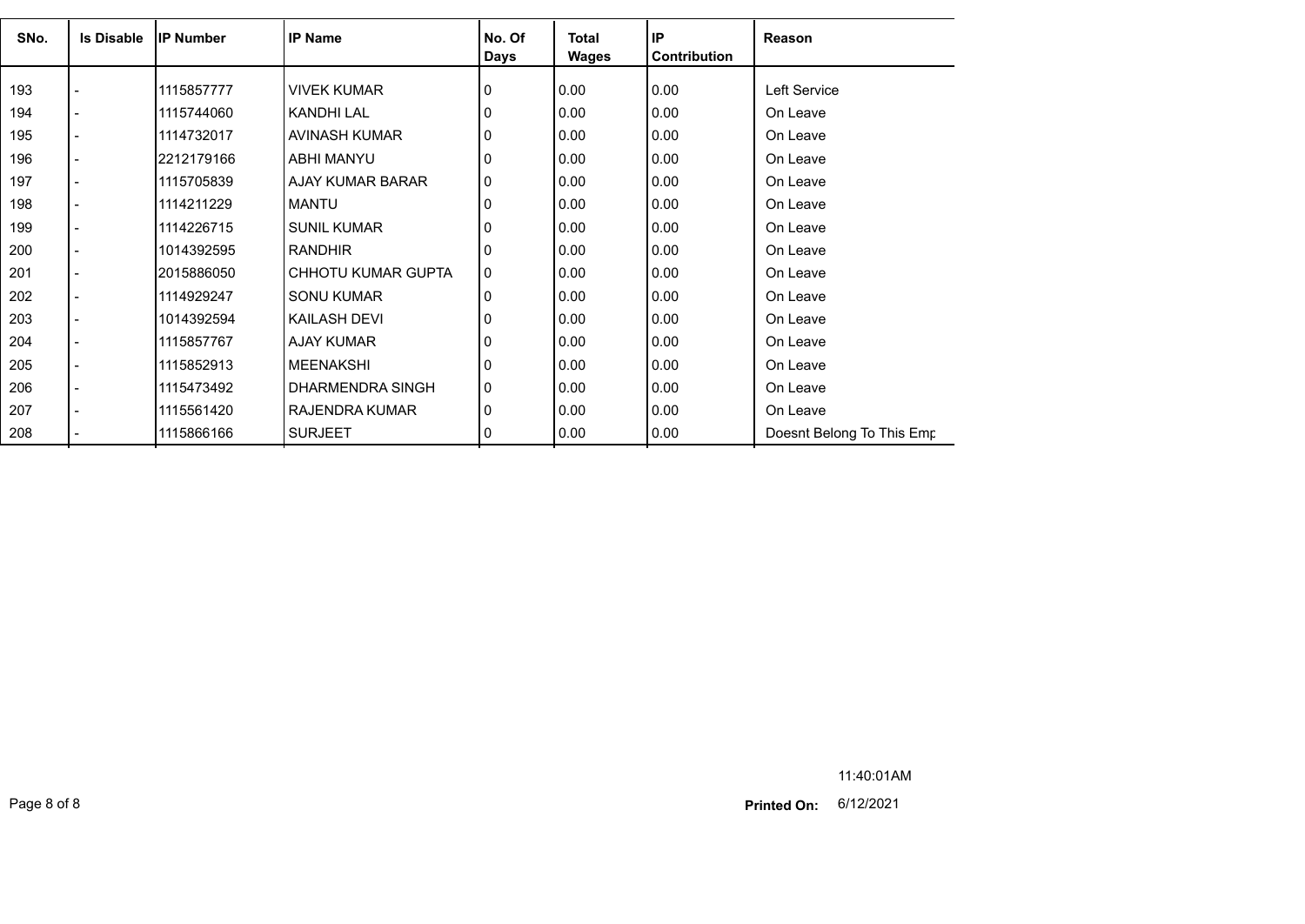| SNo. | Is Disable | IP Number | IP Name | No. Of Days | Total Wages | IP Contribution | Reason |
|---|---|---|---|---|---|---|---|
| 193 | - | 1115857777 | VIVEK KUMAR | 0 | 0.00 | 0.00 | Left Service |
| 194 | - | 1115744060 | KANDHI LAL | 0 | 0.00 | 0.00 | On Leave |
| 195 | - | 1114732017 | AVINASH KUMAR | 0 | 0.00 | 0.00 | On Leave |
| 196 | - | 2212179166 | ABHI MANYU | 0 | 0.00 | 0.00 | On Leave |
| 197 | - | 1115705839 | AJAY KUMAR BARAR | 0 | 0.00 | 0.00 | On Leave |
| 198 | - | 1114211229 | MANTU | 0 | 0.00 | 0.00 | On Leave |
| 199 | - | 1114226715 | SUNIL KUMAR | 0 | 0.00 | 0.00 | On Leave |
| 200 | - | 1014392595 | RANDHIR | 0 | 0.00 | 0.00 | On Leave |
| 201 | - | 2015886050 | CHHOTU KUMAR GUPTA | 0 | 0.00 | 0.00 | On Leave |
| 202 | - | 1114929247 | SONU KUMAR | 0 | 0.00 | 0.00 | On Leave |
| 203 | - | 1014392594 | KAILASH DEVI | 0 | 0.00 | 0.00 | On Leave |
| 204 | - | 1115857767 | AJAY KUMAR | 0 | 0.00 | 0.00 | On Leave |
| 205 | - | 1115852913 | MEENAKSHI | 0 | 0.00 | 0.00 | On Leave |
| 206 | - | 1115473492 | DHARMENDRA SINGH | 0 | 0.00 | 0.00 | On Leave |
| 207 | - | 1115561420 | RAJENDRA KUMAR | 0 | 0.00 | 0.00 | On Leave |
| 208 | - | 1115866166 | SURJEET | 0 | 0.00 | 0.00 | Doesnt Belong To This Emp |

11:40:01AM

**Printed On:** 6/12/2021